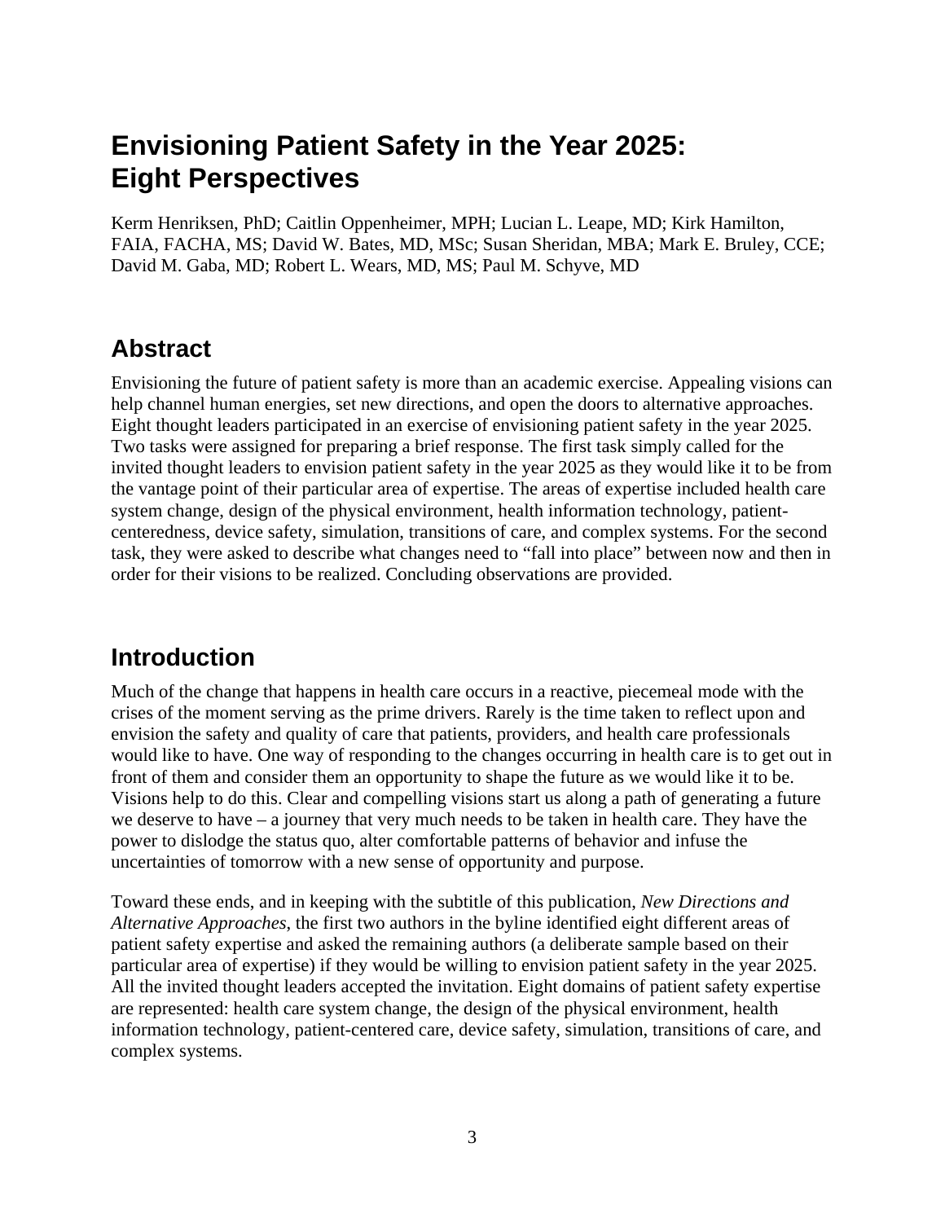# Envisioning Patient Safety in the Year 2025: Eight Perspectives

Kerm Henriksen, PhD; Caitlin Oppenheimer, MPH; Lucian L. Leape, MD; Kirk Hamilton, FAIA, FACHA, MS; David W. Bates, MD, MSc; Susan Sheridan, MBA; Mark E. Bruley, CCE; David M. Gaba, MD; Robert L. Wears, MD, MS; Paul M. Schyve, MD

## Abstract

Envisioning the future of patient safety is more than an academic exercise. Appealing visions can help channel human energies, set new directions, and open the doors to alternative approaches. Eight thought leaders participated in an exercise of envisioning patient safety in the year 2025. Two tasks were assigned for preparing a brief response. The first task simply called for the invited thought leaders to envision patient safety in the year 2025 as they would like it to be from the vantage point of their particular area of expertise. The areas of expertise included health care system change, design of the physical environment, health information technology, patient-centeredness, device safety, simulation, transitions of care, and complex systems. For the second task, they were asked to describe what changes need to "fall into place" between now and then in order for their visions to be realized. Concluding observations are provided.

## Introduction

Much of the change that happens in health care occurs in a reactive, piecemeal mode with the crises of the moment serving as the prime drivers. Rarely is the time taken to reflect upon and envision the safety and quality of care that patients, providers, and health care professionals would like to have. One way of responding to the changes occurring in health care is to get out in front of them and consider them an opportunity to shape the future as we would like it to be. Visions help to do this. Clear and compelling visions start us along a path of generating a future we deserve to have – a journey that very much needs to be taken in health care. They have the power to dislodge the status quo, alter comfortable patterns of behavior and infuse the uncertainties of tomorrow with a new sense of opportunity and purpose.

Toward these ends, and in keeping with the subtitle of this publication, *New Directions and Alternative Approaches*, the first two authors in the byline identified eight different areas of patient safety expertise and asked the remaining authors (a deliberate sample based on their particular area of expertise) if they would be willing to envision patient safety in the year 2025. All the invited thought leaders accepted the invitation. Eight domains of patient safety expertise are represented: health care system change, the design of the physical environment, health information technology, patient-centered care, device safety, simulation, transitions of care, and complex systems.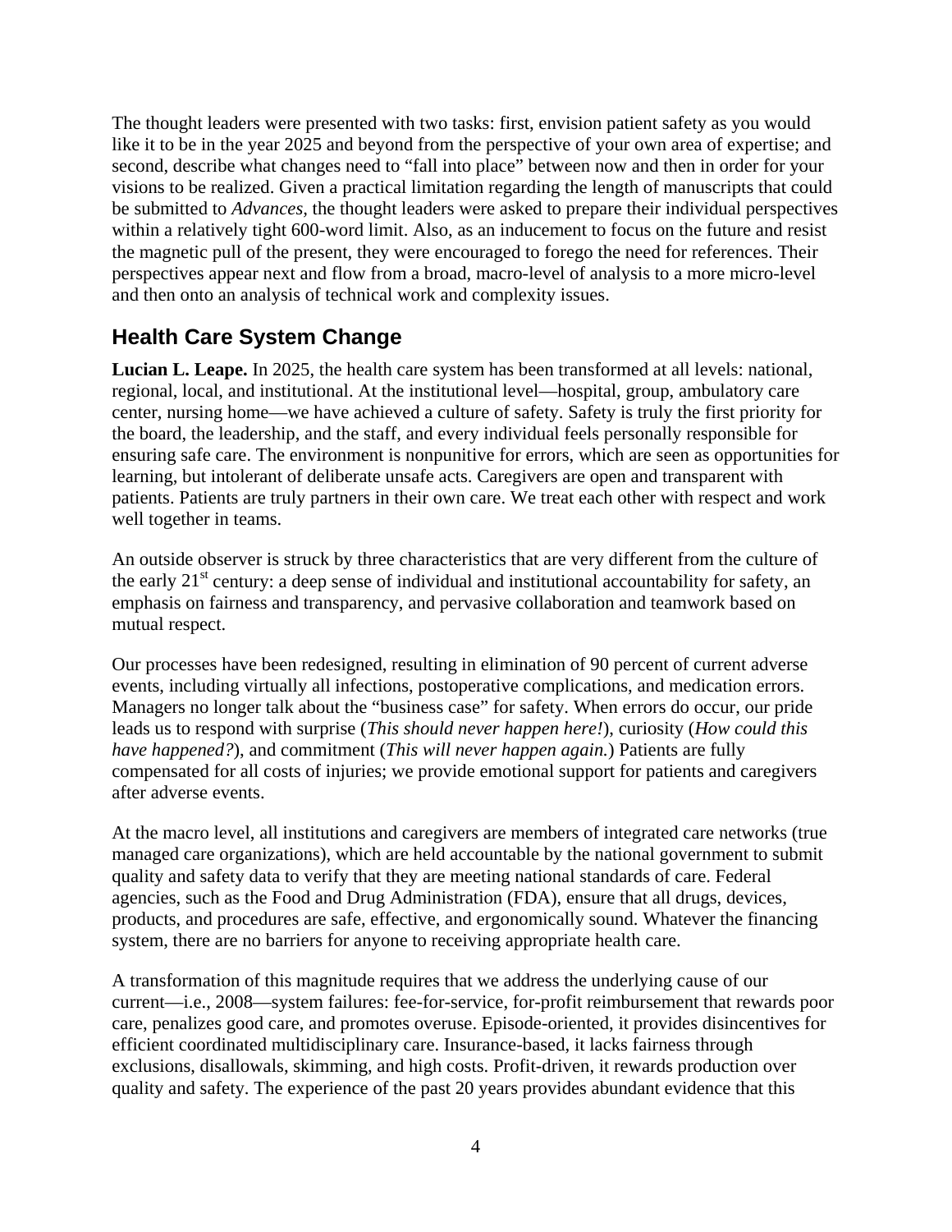The thought leaders were presented with two tasks: first, envision patient safety as you would like it to be in the year 2025 and beyond from the perspective of your own area of expertise; and second, describe what changes need to "fall into place" between now and then in order for your visions to be realized. Given a practical limitation regarding the length of manuscripts that could be submitted to *Advances*, the thought leaders were asked to prepare their individual perspectives within a relatively tight 600-word limit. Also, as an inducement to focus on the future and resist the magnetic pull of the present, they were encouraged to forego the need for references. Their perspectives appear next and flow from a broad, macro-level of analysis to a more micro-level and then onto an analysis of technical work and complexity issues.

## Health Care System Change

**Lucian L. Leape.** In 2025, the health care system has been transformed at all levels: national, regional, local, and institutional. At the institutional level—hospital, group, ambulatory care center, nursing home—we have achieved a culture of safety. Safety is truly the first priority for the board, the leadership, and the staff, and every individual feels personally responsible for ensuring safe care. The environment is nonpunitive for errors, which are seen as opportunities for learning, but intolerant of deliberate unsafe acts. Caregivers are open and transparent with patients. Patients are truly partners in their own care. We treat each other with respect and work well together in teams.

An outside observer is struck by three characteristics that are very different from the culture of the early 21st century: a deep sense of individual and institutional accountability for safety, an emphasis on fairness and transparency, and pervasive collaboration and teamwork based on mutual respect.

Our processes have been redesigned, resulting in elimination of 90 percent of current adverse events, including virtually all infections, postoperative complications, and medication errors. Managers no longer talk about the "business case" for safety. When errors do occur, our pride leads us to respond with surprise (*This should never happen here!*), curiosity (*How could this have happened?*), and commitment (*This will never happen again.*) Patients are fully compensated for all costs of injuries; we provide emotional support for patients and caregivers after adverse events.

At the macro level, all institutions and caregivers are members of integrated care networks (true managed care organizations), which are held accountable by the national government to submit quality and safety data to verify that they are meeting national standards of care. Federal agencies, such as the Food and Drug Administration (FDA), ensure that all drugs, devices, products, and procedures are safe, effective, and ergonomically sound. Whatever the financing system, there are no barriers for anyone to receiving appropriate health care.

A transformation of this magnitude requires that we address the underlying cause of our current—i.e., 2008—system failures: fee-for-service, for-profit reimbursement that rewards poor care, penalizes good care, and promotes overuse. Episode-oriented, it provides disincentives for efficient coordinated multidisciplinary care. Insurance-based, it lacks fairness through exclusions, disallowals, skimming, and high costs. Profit-driven, it rewards production over quality and safety. The experience of the past 20 years provides abundant evidence that this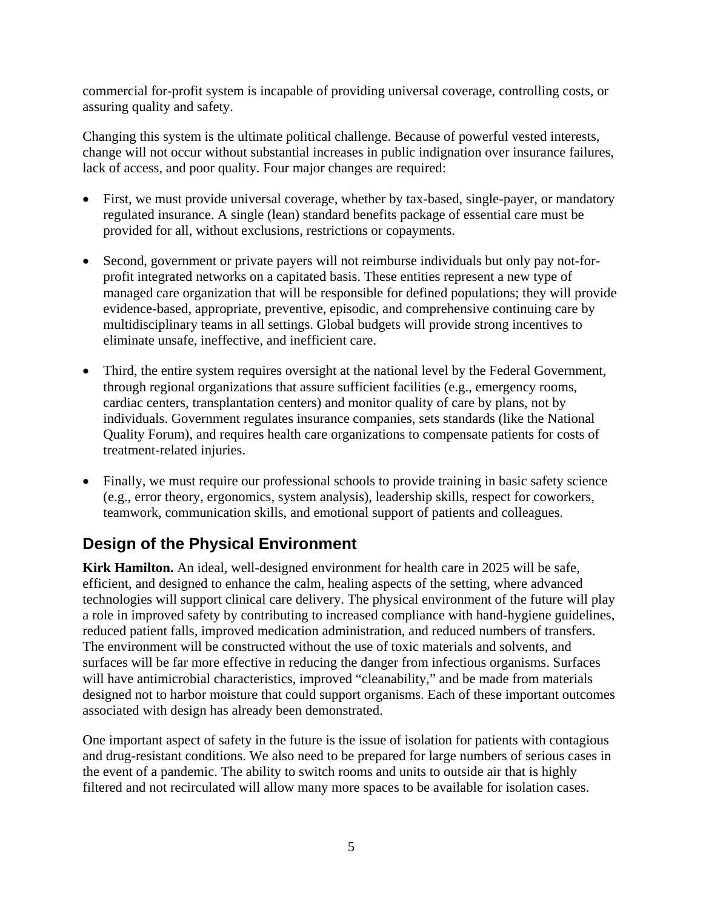commercial for-profit system is incapable of providing universal coverage, controlling costs, or assuring quality and safety.

Changing this system is the ultimate political challenge. Because of powerful vested interests, change will not occur without substantial increases in public indignation over insurance failures, lack of access, and poor quality. Four major changes are required:

- First, we must provide universal coverage, whether by tax-based, single-payer, or mandatory regulated insurance. A single (lean) standard benefits package of essential care must be provided for all, without exclusions, restrictions or copayments.

- Second, government or private payers will not reimburse individuals but only pay not-for-profit integrated networks on a capitated basis. These entities represent a new type of managed care organization that will be responsible for defined populations; they will provide evidence-based, appropriate, preventive, episodic, and comprehensive continuing care by multidisciplinary teams in all settings. Global budgets will provide strong incentives to eliminate unsafe, ineffective, and inefficient care.

- Third, the entire system requires oversight at the national level by the Federal Government, through regional organizations that assure sufficient facilities (e.g., emergency rooms, cardiac centers, transplantation centers) and monitor quality of care by plans, not by individuals. Government regulates insurance companies, sets standards (like the National Quality Forum), and requires health care organizations to compensate patients for costs of treatment-related injuries.

- Finally, we must require our professional schools to provide training in basic safety science (e.g., error theory, ergonomics, system analysis), leadership skills, respect for coworkers, teamwork, communication skills, and emotional support of patients and colleagues.

## Design of the Physical Environment

**Kirk Hamilton.** An ideal, well-designed environment for health care in 2025 will be safe, efficient, and designed to enhance the calm, healing aspects of the setting, where advanced technologies will support clinical care delivery. The physical environment of the future will play a role in improved safety by contributing to increased compliance with hand-hygiene guidelines, reduced patient falls, improved medication administration, and reduced numbers of transfers. The environment will be constructed without the use of toxic materials and solvents, and surfaces will be far more effective in reducing the danger from infectious organisms. Surfaces will have antimicrobial characteristics, improved "cleanability," and be made from materials designed not to harbor moisture that could support organisms. Each of these important outcomes associated with design has already been demonstrated.

One important aspect of safety in the future is the issue of isolation for patients with contagious and drug-resistant conditions. We also need to be prepared for large numbers of serious cases in the event of a pandemic. The ability to switch rooms and units to outside air that is highly filtered and not recirculated will allow many more spaces to be available for isolation cases.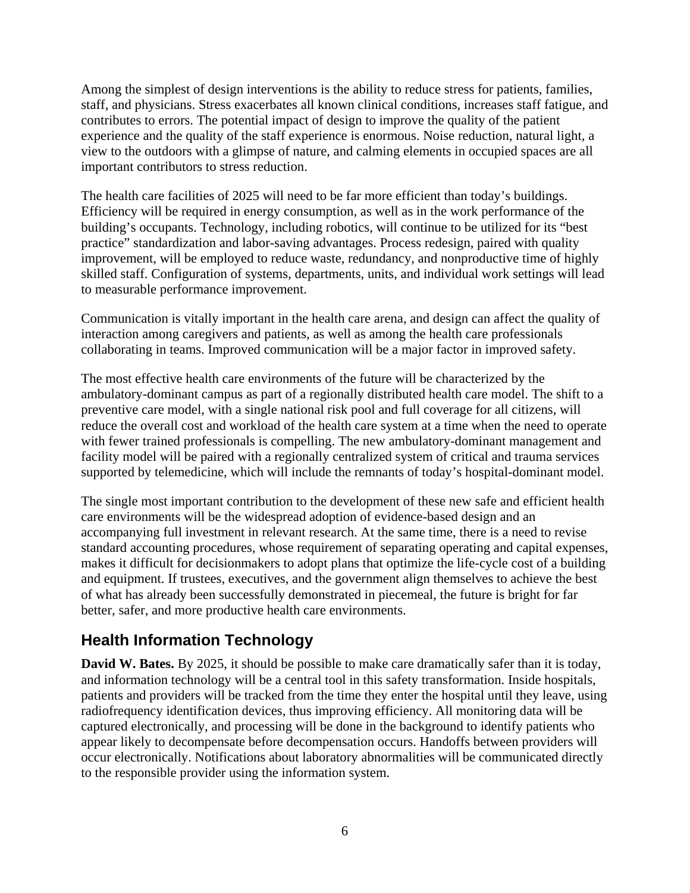Among the simplest of design interventions is the ability to reduce stress for patients, families, staff, and physicians. Stress exacerbates all known clinical conditions, increases staff fatigue, and contributes to errors. The potential impact of design to improve the quality of the patient experience and the quality of the staff experience is enormous. Noise reduction, natural light, a view to the outdoors with a glimpse of nature, and calming elements in occupied spaces are all important contributors to stress reduction.

The health care facilities of 2025 will need to be far more efficient than today's buildings. Efficiency will be required in energy consumption, as well as in the work performance of the building's occupants. Technology, including robotics, will continue to be utilized for its "best practice" standardization and labor-saving advantages. Process redesign, paired with quality improvement, will be employed to reduce waste, redundancy, and nonproductive time of highly skilled staff. Configuration of systems, departments, units, and individual work settings will lead to measurable performance improvement.

Communication is vitally important in the health care arena, and design can affect the quality of interaction among caregivers and patients, as well as among the health care professionals collaborating in teams. Improved communication will be a major factor in improved safety.

The most effective health care environments of the future will be characterized by the ambulatory-dominant campus as part of a regionally distributed health care model. The shift to a preventive care model, with a single national risk pool and full coverage for all citizens, will reduce the overall cost and workload of the health care system at a time when the need to operate with fewer trained professionals is compelling. The new ambulatory-dominant management and facility model will be paired with a regionally centralized system of critical and trauma services supported by telemedicine, which will include the remnants of today's hospital-dominant model.

The single most important contribution to the development of these new safe and efficient health care environments will be the widespread adoption of evidence-based design and an accompanying full investment in relevant research. At the same time, there is a need to revise standard accounting procedures, whose requirement of separating operating and capital expenses, makes it difficult for decisionmakers to adopt plans that optimize the life-cycle cost of a building and equipment. If trustees, executives, and the government align themselves to achieve the best of what has already been successfully demonstrated in piecemeal, the future is bright for far better, safer, and more productive health care environments.

## Health Information Technology

**David W. Bates.** By 2025, it should be possible to make care dramatically safer than it is today, and information technology will be a central tool in this safety transformation. Inside hospitals, patients and providers will be tracked from the time they enter the hospital until they leave, using radiofrequency identification devices, thus improving efficiency. All monitoring data will be captured electronically, and processing will be done in the background to identify patients who appear likely to decompensate before decompensation occurs. Handoffs between providers will occur electronically. Notifications about laboratory abnormalities will be communicated directly to the responsible provider using the information system.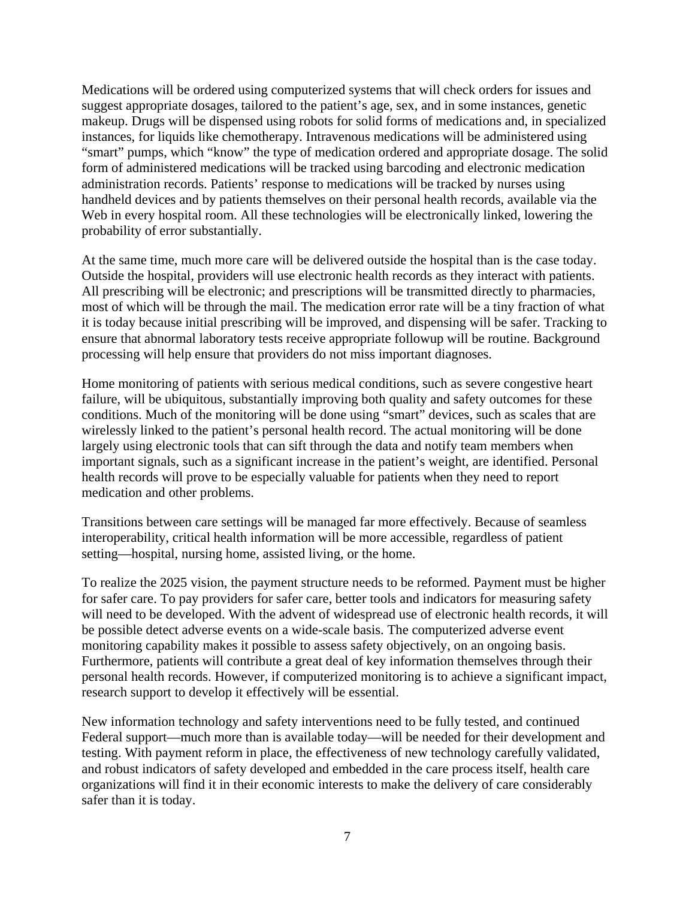Medications will be ordered using computerized systems that will check orders for issues and suggest appropriate dosages, tailored to the patient's age, sex, and in some instances, genetic makeup. Drugs will be dispensed using robots for solid forms of medications and, in specialized instances, for liquids like chemotherapy. Intravenous medications will be administered using "smart" pumps, which "know" the type of medication ordered and appropriate dosage. The solid form of administered medications will be tracked using barcoding and electronic medication administration records. Patients' response to medications will be tracked by nurses using handheld devices and by patients themselves on their personal health records, available via the Web in every hospital room. All these technologies will be electronically linked, lowering the probability of error substantially.

At the same time, much more care will be delivered outside the hospital than is the case today. Outside the hospital, providers will use electronic health records as they interact with patients. All prescribing will be electronic; and prescriptions will be transmitted directly to pharmacies, most of which will be through the mail. The medication error rate will be a tiny fraction of what it is today because initial prescribing will be improved, and dispensing will be safer. Tracking to ensure that abnormal laboratory tests receive appropriate followup will be routine. Background processing will help ensure that providers do not miss important diagnoses.

Home monitoring of patients with serious medical conditions, such as severe congestive heart failure, will be ubiquitous, substantially improving both quality and safety outcomes for these conditions. Much of the monitoring will be done using "smart" devices, such as scales that are wirelessly linked to the patient's personal health record. The actual monitoring will be done largely using electronic tools that can sift through the data and notify team members when important signals, such as a significant increase in the patient's weight, are identified. Personal health records will prove to be especially valuable for patients when they need to report medication and other problems.

Transitions between care settings will be managed far more effectively. Because of seamless interoperability, critical health information will be more accessible, regardless of patient setting—hospital, nursing home, assisted living, or the home.

To realize the 2025 vision, the payment structure needs to be reformed. Payment must be higher for safer care. To pay providers for safer care, better tools and indicators for measuring safety will need to be developed. With the advent of widespread use of electronic health records, it will be possible detect adverse events on a wide-scale basis. The computerized adverse event monitoring capability makes it possible to assess safety objectively, on an ongoing basis. Furthermore, patients will contribute a great deal of key information themselves through their personal health records. However, if computerized monitoring is to achieve a significant impact, research support to develop it effectively will be essential.

New information technology and safety interventions need to be fully tested, and continued Federal support—much more than is available today—will be needed for their development and testing. With payment reform in place, the effectiveness of new technology carefully validated, and robust indicators of safety developed and embedded in the care process itself, health care organizations will find it in their economic interests to make the delivery of care considerably safer than it is today.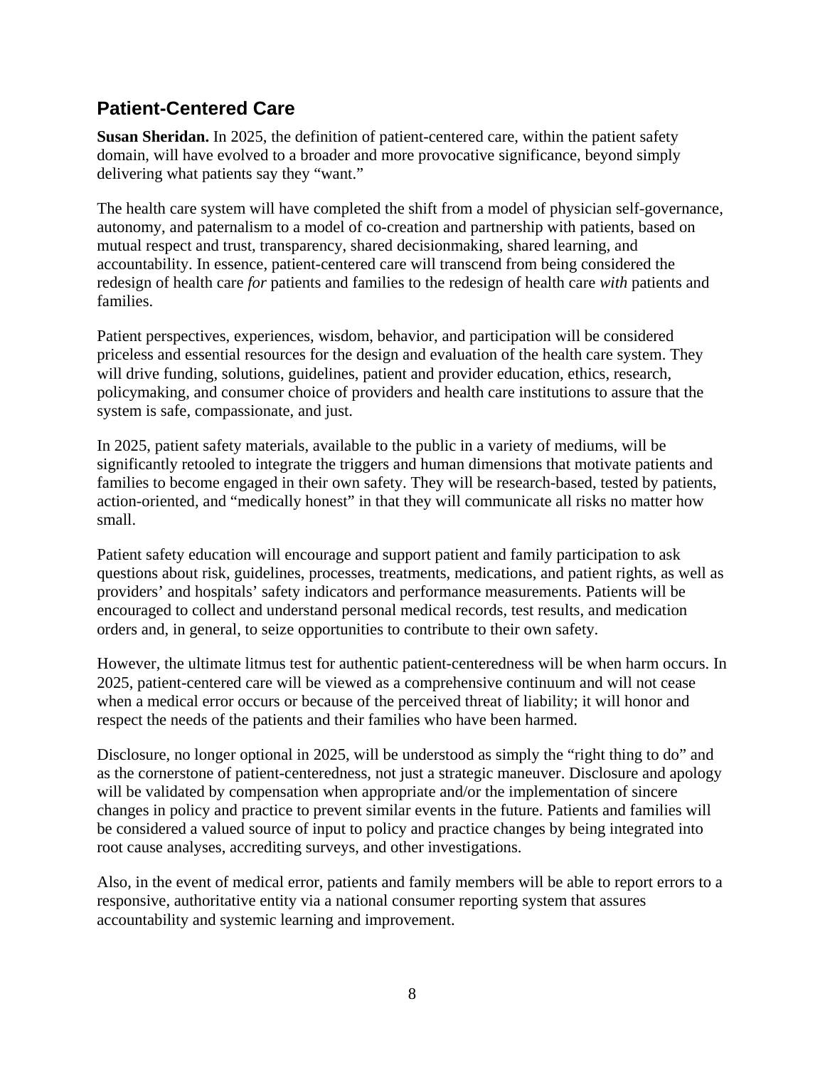## Patient-Centered Care

**Susan Sheridan.** In 2025, the definition of patient-centered care, within the patient safety domain, will have evolved to a broader and more provocative significance, beyond simply delivering what patients say they "want."

The health care system will have completed the shift from a model of physician self-governance, autonomy, and paternalism to a model of co-creation and partnership with patients, based on mutual respect and trust, transparency, shared decisionmaking, shared learning, and accountability. In essence, patient-centered care will transcend from being considered the redesign of health care *for* patients and families to the redesign of health care *with* patients and families.

Patient perspectives, experiences, wisdom, behavior, and participation will be considered priceless and essential resources for the design and evaluation of the health care system. They will drive funding, solutions, guidelines, patient and provider education, ethics, research, policymaking, and consumer choice of providers and health care institutions to assure that the system is safe, compassionate, and just.

In 2025, patient safety materials, available to the public in a variety of mediums, will be significantly retooled to integrate the triggers and human dimensions that motivate patients and families to become engaged in their own safety. They will be research-based, tested by patients, action-oriented, and "medically honest" in that they will communicate all risks no matter how small.

Patient safety education will encourage and support patient and family participation to ask questions about risk, guidelines, processes, treatments, medications, and patient rights, as well as providers' and hospitals' safety indicators and performance measurements. Patients will be encouraged to collect and understand personal medical records, test results, and medication orders and, in general, to seize opportunities to contribute to their own safety.

However, the ultimate litmus test for authentic patient-centeredness will be when harm occurs. In 2025, patient-centered care will be viewed as a comprehensive continuum and will not cease when a medical error occurs or because of the perceived threat of liability; it will honor and respect the needs of the patients and their families who have been harmed.

Disclosure, no longer optional in 2025, will be understood as simply the "right thing to do" and as the cornerstone of patient-centeredness, not just a strategic maneuver. Disclosure and apology will be validated by compensation when appropriate and/or the implementation of sincere changes in policy and practice to prevent similar events in the future. Patients and families will be considered a valued source of input to policy and practice changes by being integrated into root cause analyses, accrediting surveys, and other investigations.

Also, in the event of medical error, patients and family members will be able to report errors to a responsive, authoritative entity via a national consumer reporting system that assures accountability and systemic learning and improvement.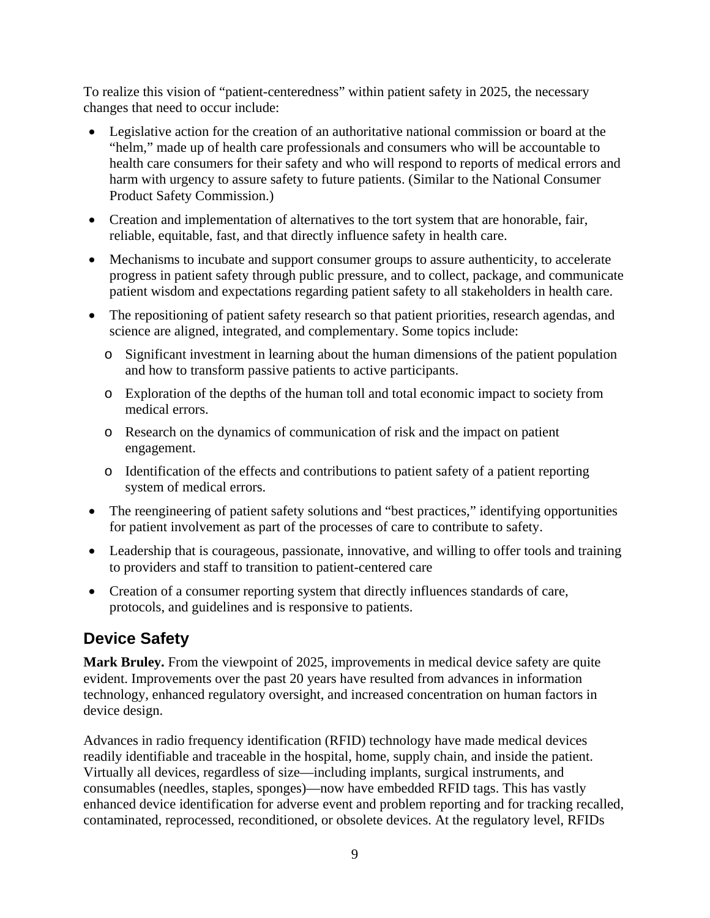To realize this vision of "patient-centeredness" within patient safety in 2025, the necessary changes that need to occur include:

- Legislative action for the creation of an authoritative national commission or board at the "helm," made up of health care professionals and consumers who will be accountable to health care consumers for their safety and who will respond to reports of medical errors and harm with urgency to assure safety to future patients. (Similar to the National Consumer Product Safety Commission.)
- Creation and implementation of alternatives to the tort system that are honorable, fair, reliable, equitable, fast, and that directly influence safety in health care.
- Mechanisms to incubate and support consumer groups to assure authenticity, to accelerate progress in patient safety through public pressure, and to collect, package, and communicate patient wisdom and expectations regarding patient safety to all stakeholders in health care.
- The repositioning of patient safety research so that patient priorities, research agendas, and science are aligned, integrated, and complementary. Some topics include:
  - Significant investment in learning about the human dimensions of the patient population and how to transform passive patients to active participants.
  - Exploration of the depths of the human toll and total economic impact to society from medical errors.
  - Research on the dynamics of communication of risk and the impact on patient engagement.
  - Identification of the effects and contributions to patient safety of a patient reporting system of medical errors.
- The reengineering of patient safety solutions and "best practices," identifying opportunities for patient involvement as part of the processes of care to contribute to safety.
- Leadership that is courageous, passionate, innovative, and willing to offer tools and training to providers and staff to transition to patient-centered care
- Creation of a consumer reporting system that directly influences standards of care, protocols, and guidelines and is responsive to patients.

## Device Safety

**Mark Bruley.** From the viewpoint of 2025, improvements in medical device safety are quite evident. Improvements over the past 20 years have resulted from advances in information technology, enhanced regulatory oversight, and increased concentration on human factors in device design.

Advances in radio frequency identification (RFID) technology have made medical devices readily identifiable and traceable in the hospital, home, supply chain, and inside the patient. Virtually all devices, regardless of size—including implants, surgical instruments, and consumables (needles, staples, sponges)—now have embedded RFID tags. This has vastly enhanced device identification for adverse event and problem reporting and for tracking recalled, contaminated, reprocessed, reconditioned, or obsolete devices. At the regulatory level, RFIDs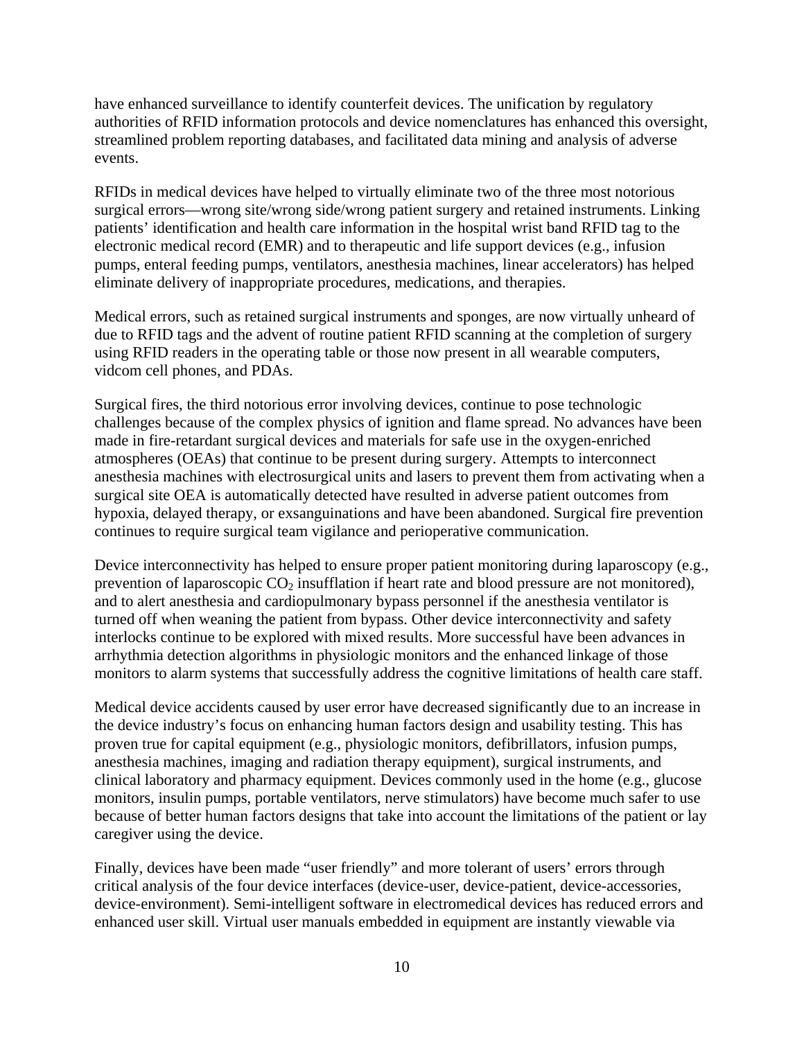have enhanced surveillance to identify counterfeit devices. The unification by regulatory authorities of RFID information protocols and device nomenclatures has enhanced this oversight, streamlined problem reporting databases, and facilitated data mining and analysis of adverse events.

RFIDs in medical devices have helped to virtually eliminate two of the three most notorious surgical errors—wrong site/wrong side/wrong patient surgery and retained instruments. Linking patients' identification and health care information in the hospital wrist band RFID tag to the electronic medical record (EMR) and to therapeutic and life support devices (e.g., infusion pumps, enteral feeding pumps, ventilators, anesthesia machines, linear accelerators) has helped eliminate delivery of inappropriate procedures, medications, and therapies.

Medical errors, such as retained surgical instruments and sponges, are now virtually unheard of due to RFID tags and the advent of routine patient RFID scanning at the completion of surgery using RFID readers in the operating table or those now present in all wearable computers, vidcom cell phones, and PDAs.

Surgical fires, the third notorious error involving devices, continue to pose technologic challenges because of the complex physics of ignition and flame spread. No advances have been made in fire-retardant surgical devices and materials for safe use in the oxygen-enriched atmospheres (OEAs) that continue to be present during surgery. Attempts to interconnect anesthesia machines with electrosurgical units and lasers to prevent them from activating when a surgical site OEA is automatically detected have resulted in adverse patient outcomes from hypoxia, delayed therapy, or exsanguinations and have been abandoned. Surgical fire prevention continues to require surgical team vigilance and perioperative communication.

Device interconnectivity has helped to ensure proper patient monitoring during laparoscopy (e.g., prevention of laparoscopic $CO_2$ insufflation if heart rate and blood pressure are not monitored), and to alert anesthesia and cardiopulmonary bypass personnel if the anesthesia ventilator is turned off when weaning the patient from bypass. Other device interconnectivity and safety interlocks continue to be explored with mixed results. More successful have been advances in arrhythmia detection algorithms in physiologic monitors and the enhanced linkage of those monitors to alarm systems that successfully address the cognitive limitations of health care staff.

Medical device accidents caused by user error have decreased significantly due to an increase in the device industry's focus on enhancing human factors design and usability testing. This has proven true for capital equipment (e.g., physiologic monitors, defibrillators, infusion pumps, anesthesia machines, imaging and radiation therapy equipment), surgical instruments, and clinical laboratory and pharmacy equipment. Devices commonly used in the home (e.g., glucose monitors, insulin pumps, portable ventilators, nerve stimulators) have become much safer to use because of better human factors designs that take into account the limitations of the patient or lay caregiver using the device.

Finally, devices have been made "user friendly" and more tolerant of users' errors through critical analysis of the four device interfaces (device-user, device-patient, device-accessories, device-environment). Semi-intelligent software in electromedical devices has reduced errors and enhanced user skill. Virtual user manuals embedded in equipment are instantly viewable via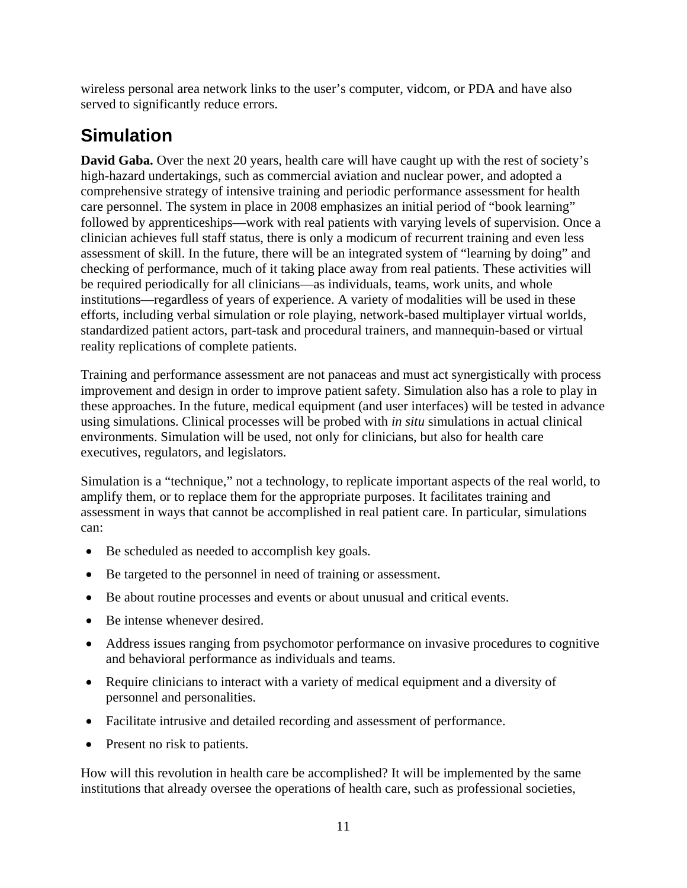wireless personal area network links to the user's computer, vidcom, or PDA and have also served to significantly reduce errors.

## Simulation

**David Gaba.** Over the next 20 years, health care will have caught up with the rest of society's high-hazard undertakings, such as commercial aviation and nuclear power, and adopted a comprehensive strategy of intensive training and periodic performance assessment for health care personnel. The system in place in 2008 emphasizes an initial period of "book learning" followed by apprenticeships—work with real patients with varying levels of supervision. Once a clinician achieves full staff status, there is only a modicum of recurrent training and even less assessment of skill. In the future, there will be an integrated system of "learning by doing" and checking of performance, much of it taking place away from real patients. These activities will be required periodically for all clinicians—as individuals, teams, work units, and whole institutions—regardless of years of experience. A variety of modalities will be used in these efforts, including verbal simulation or role playing, network-based multiplayer virtual worlds, standardized patient actors, part-task and procedural trainers, and mannequin-based or virtual reality replications of complete patients.

Training and performance assessment are not panaceas and must act synergistically with process improvement and design in order to improve patient safety. Simulation also has a role to play in these approaches. In the future, medical equipment (and user interfaces) will be tested in advance using simulations. Clinical processes will be probed with *in situ* simulations in actual clinical environments. Simulation will be used, not only for clinicians, but also for health care executives, regulators, and legislators.

Simulation is a "technique," not a technology, to replicate important aspects of the real world, to amplify them, or to replace them for the appropriate purposes. It facilitates training and assessment in ways that cannot be accomplished in real patient care. In particular, simulations can:

- Be scheduled as needed to accomplish key goals.
- Be targeted to the personnel in need of training or assessment.
- Be about routine processes and events or about unusual and critical events.
- Be intense whenever desired.
- Address issues ranging from psychomotor performance on invasive procedures to cognitive and behavioral performance as individuals and teams.
- Require clinicians to interact with a variety of medical equipment and a diversity of personnel and personalities.
- Facilitate intrusive and detailed recording and assessment of performance.
- Present no risk to patients.

How will this revolution in health care be accomplished? It will be implemented by the same institutions that already oversee the operations of health care, such as professional societies,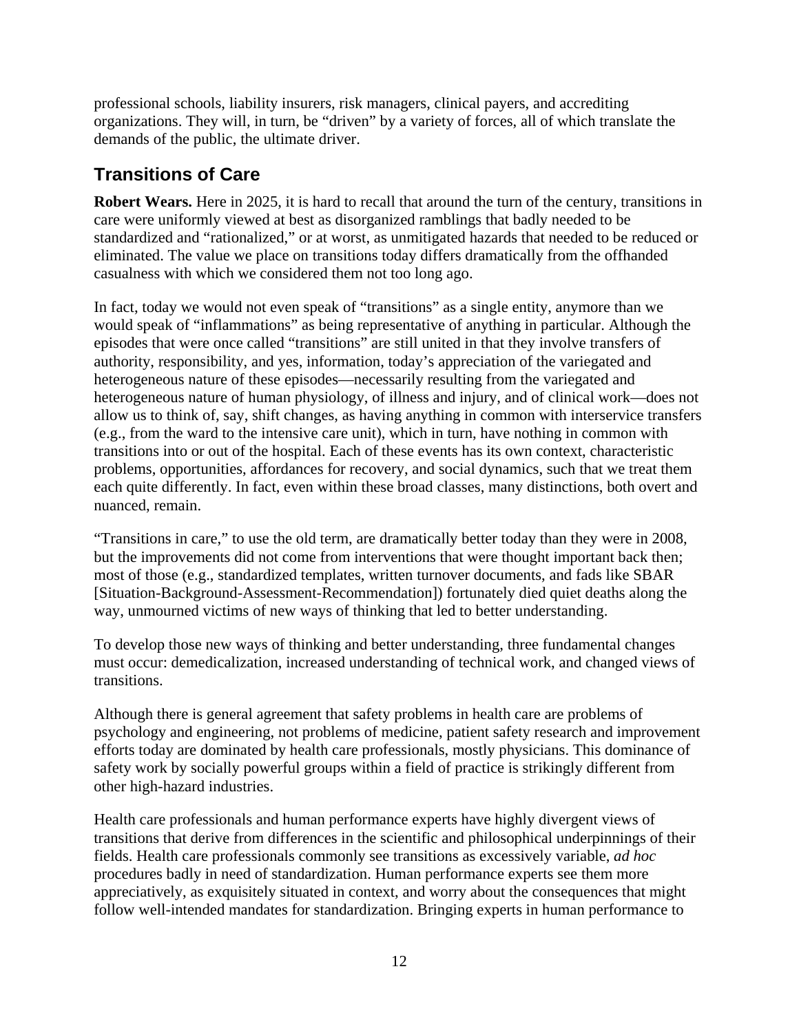professional schools, liability insurers, risk managers, clinical payers, and accrediting organizations. They will, in turn, be "driven" by a variety of forces, all of which translate the demands of the public, the ultimate driver.

## Transitions of Care

**Robert Wears.** Here in 2025, it is hard to recall that around the turn of the century, transitions in care were uniformly viewed at best as disorganized ramblings that badly needed to be standardized and "rationalized," or at worst, as unmitigated hazards that needed to be reduced or eliminated. The value we place on transitions today differs dramatically from the offhanded casualness with which we considered them not too long ago.

In fact, today we would not even speak of "transitions" as a single entity, anymore than we would speak of "inflammations" as being representative of anything in particular. Although the episodes that were once called "transitions" are still united in that they involve transfers of authority, responsibility, and yes, information, today's appreciation of the variegated and heterogeneous nature of these episodes—necessarily resulting from the variegated and heterogeneous nature of human physiology, of illness and injury, and of clinical work—does not allow us to think of, say, shift changes, as having anything in common with interservice transfers (e.g., from the ward to the intensive care unit), which in turn, have nothing in common with transitions into or out of the hospital. Each of these events has its own context, characteristic problems, opportunities, affordances for recovery, and social dynamics, such that we treat them each quite differently. In fact, even within these broad classes, many distinctions, both overt and nuanced, remain.

"Transitions in care," to use the old term, are dramatically better today than they were in 2008, but the improvements did not come from interventions that were thought important back then; most of those (e.g., standardized templates, written turnover documents, and fads like SBAR [Situation-Background-Assessment-Recommendation]) fortunately died quiet deaths along the way, unmourned victims of new ways of thinking that led to better understanding.

To develop those new ways of thinking and better understanding, three fundamental changes must occur: demedicalization, increased understanding of technical work, and changed views of transitions.

Although there is general agreement that safety problems in health care are problems of psychology and engineering, not problems of medicine, patient safety research and improvement efforts today are dominated by health care professionals, mostly physicians. This dominance of safety work by socially powerful groups within a field of practice is strikingly different from other high-hazard industries.

Health care professionals and human performance experts have highly divergent views of transitions that derive from differences in the scientific and philosophical underpinnings of their fields. Health care professionals commonly see transitions as excessively variable, *ad hoc* procedures badly in need of standardization. Human performance experts see them more appreciatively, as exquisitely situated in context, and worry about the consequences that might follow well-intended mandates for standardization. Bringing experts in human performance to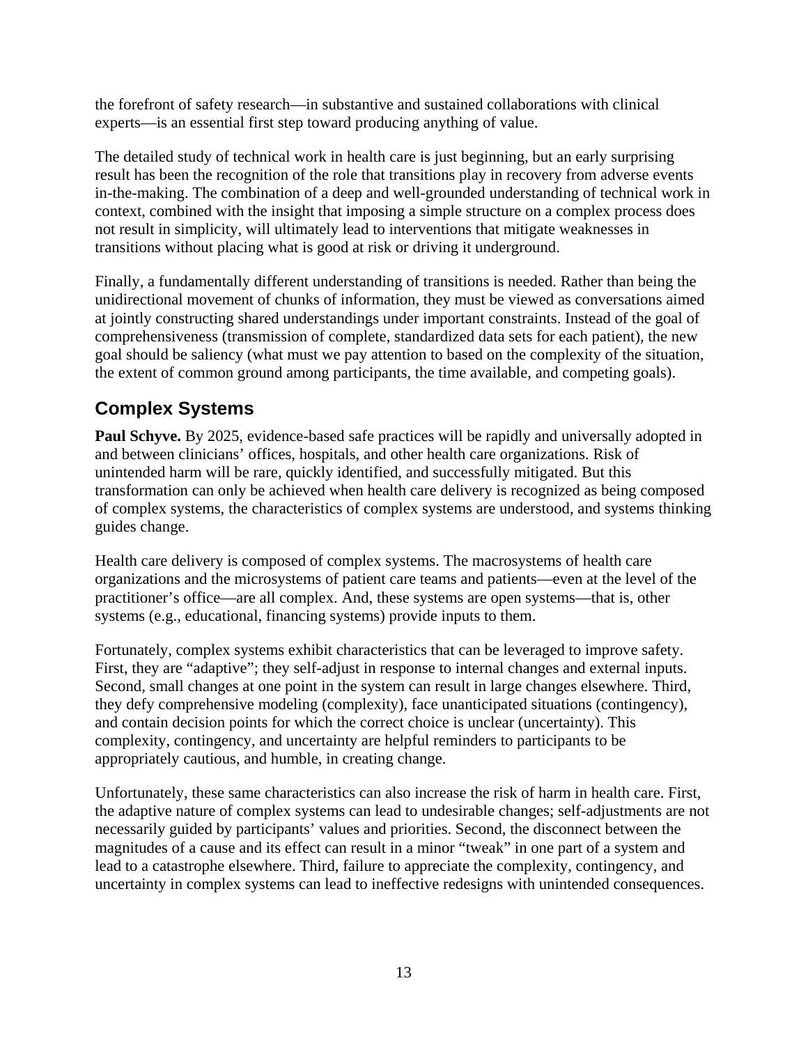the forefront of safety research—in substantive and sustained collaborations with clinical experts—is an essential first step toward producing anything of value.

The detailed study of technical work in health care is just beginning, but an early surprising result has been the recognition of the role that transitions play in recovery from adverse events in-the-making. The combination of a deep and well-grounded understanding of technical work in context, combined with the insight that imposing a simple structure on a complex process does not result in simplicity, will ultimately lead to interventions that mitigate weaknesses in transitions without placing what is good at risk or driving it underground.

Finally, a fundamentally different understanding of transitions is needed. Rather than being the unidirectional movement of chunks of information, they must be viewed as conversations aimed at jointly constructing shared understandings under important constraints. Instead of the goal of comprehensiveness (transmission of complete, standardized data sets for each patient), the new goal should be saliency (what must we pay attention to based on the complexity of the situation, the extent of common ground among participants, the time available, and competing goals).

## Complex Systems

**Paul Schyve.** By 2025, evidence-based safe practices will be rapidly and universally adopted in and between clinicians' offices, hospitals, and other health care organizations. Risk of unintended harm will be rare, quickly identified, and successfully mitigated. But this transformation can only be achieved when health care delivery is recognized as being composed of complex systems, the characteristics of complex systems are understood, and systems thinking guides change.

Health care delivery is composed of complex systems. The macrosystems of health care organizations and the microsystems of patient care teams and patients—even at the level of the practitioner's office—are all complex. And, these systems are open systems—that is, other systems (e.g., educational, financing systems) provide inputs to them.

Fortunately, complex systems exhibit characteristics that can be leveraged to improve safety. First, they are "adaptive"; they self-adjust in response to internal changes and external inputs. Second, small changes at one point in the system can result in large changes elsewhere. Third, they defy comprehensive modeling (complexity), face unanticipated situations (contingency), and contain decision points for which the correct choice is unclear (uncertainty). This complexity, contingency, and uncertainty are helpful reminders to participants to be appropriately cautious, and humble, in creating change.

Unfortunately, these same characteristics can also increase the risk of harm in health care. First, the adaptive nature of complex systems can lead to undesirable changes; self-adjustments are not necessarily guided by participants' values and priorities. Second, the disconnect between the magnitudes of a cause and its effect can result in a minor "tweak" in one part of a system and lead to a catastrophe elsewhere. Third, failure to appreciate the complexity, contingency, and uncertainty in complex systems can lead to ineffective redesigns with unintended consequences.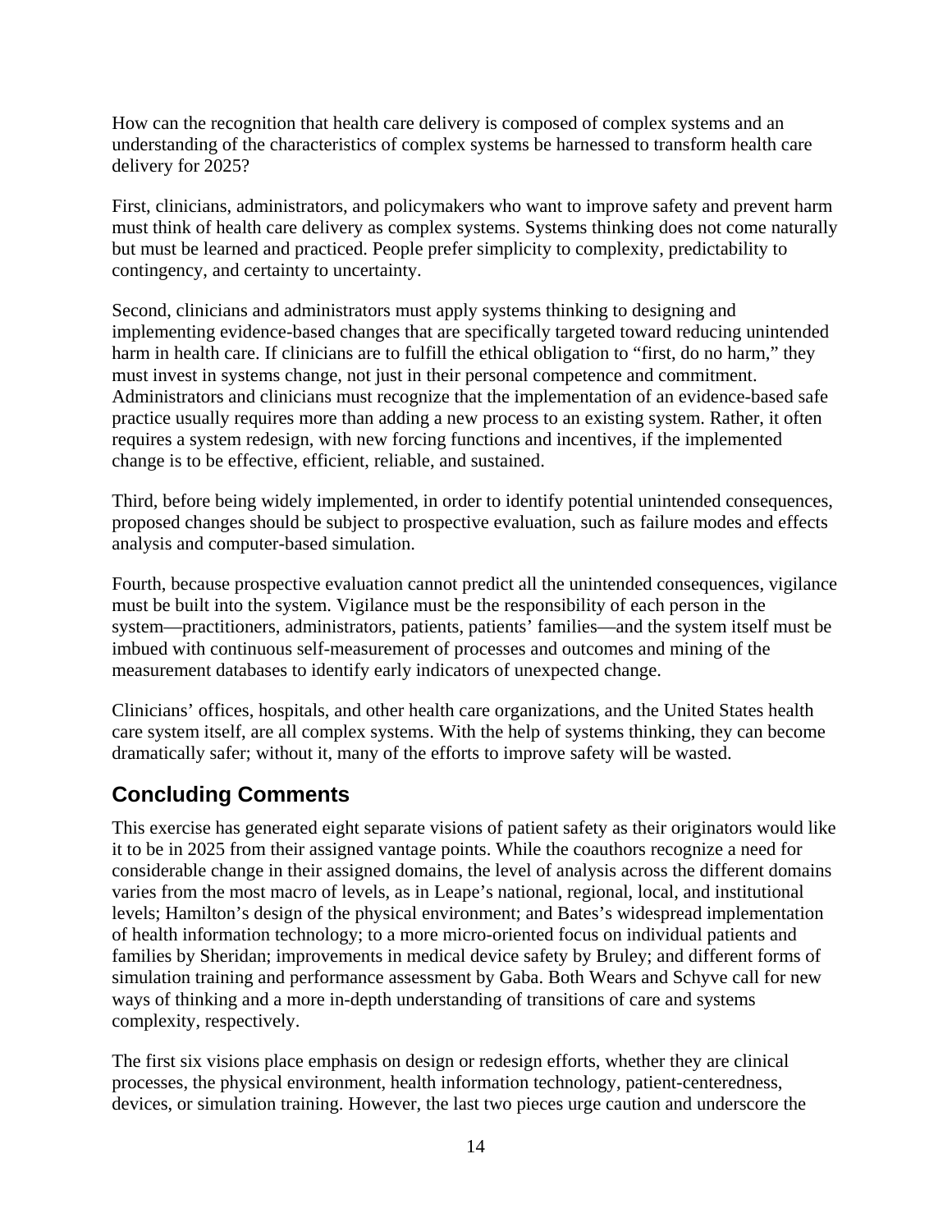How can the recognition that health care delivery is composed of complex systems and an understanding of the characteristics of complex systems be harnessed to transform health care delivery for 2025?

First, clinicians, administrators, and policymakers who want to improve safety and prevent harm must think of health care delivery as complex systems. Systems thinking does not come naturally but must be learned and practiced. People prefer simplicity to complexity, predictability to contingency, and certainty to uncertainty.

Second, clinicians and administrators must apply systems thinking to designing and implementing evidence-based changes that are specifically targeted toward reducing unintended harm in health care. If clinicians are to fulfill the ethical obligation to "first, do no harm," they must invest in systems change, not just in their personal competence and commitment. Administrators and clinicians must recognize that the implementation of an evidence-based safe practice usually requires more than adding a new process to an existing system. Rather, it often requires a system redesign, with new forcing functions and incentives, if the implemented change is to be effective, efficient, reliable, and sustained.

Third, before being widely implemented, in order to identify potential unintended consequences, proposed changes should be subject to prospective evaluation, such as failure modes and effects analysis and computer-based simulation.

Fourth, because prospective evaluation cannot predict all the unintended consequences, vigilance must be built into the system. Vigilance must be the responsibility of each person in the system—practitioners, administrators, patients, patients' families—and the system itself must be imbued with continuous self-measurement of processes and outcomes and mining of the measurement databases to identify early indicators of unexpected change.

Clinicians' offices, hospitals, and other health care organizations, and the United States health care system itself, are all complex systems. With the help of systems thinking, they can become dramatically safer; without it, many of the efforts to improve safety will be wasted.

## Concluding Comments

This exercise has generated eight separate visions of patient safety as their originators would like it to be in 2025 from their assigned vantage points. While the coauthors recognize a need for considerable change in their assigned domains, the level of analysis across the different domains varies from the most macro of levels, as in Leape's national, regional, local, and institutional levels; Hamilton's design of the physical environment; and Bates's widespread implementation of health information technology; to a more micro-oriented focus on individual patients and families by Sheridan; improvements in medical device safety by Bruley; and different forms of simulation training and performance assessment by Gaba. Both Wears and Schyve call for new ways of thinking and a more in-depth understanding of transitions of care and systems complexity, respectively.

The first six visions place emphasis on design or redesign efforts, whether they are clinical processes, the physical environment, health information technology, patient-centeredness, devices, or simulation training. However, the last two pieces urge caution and underscore the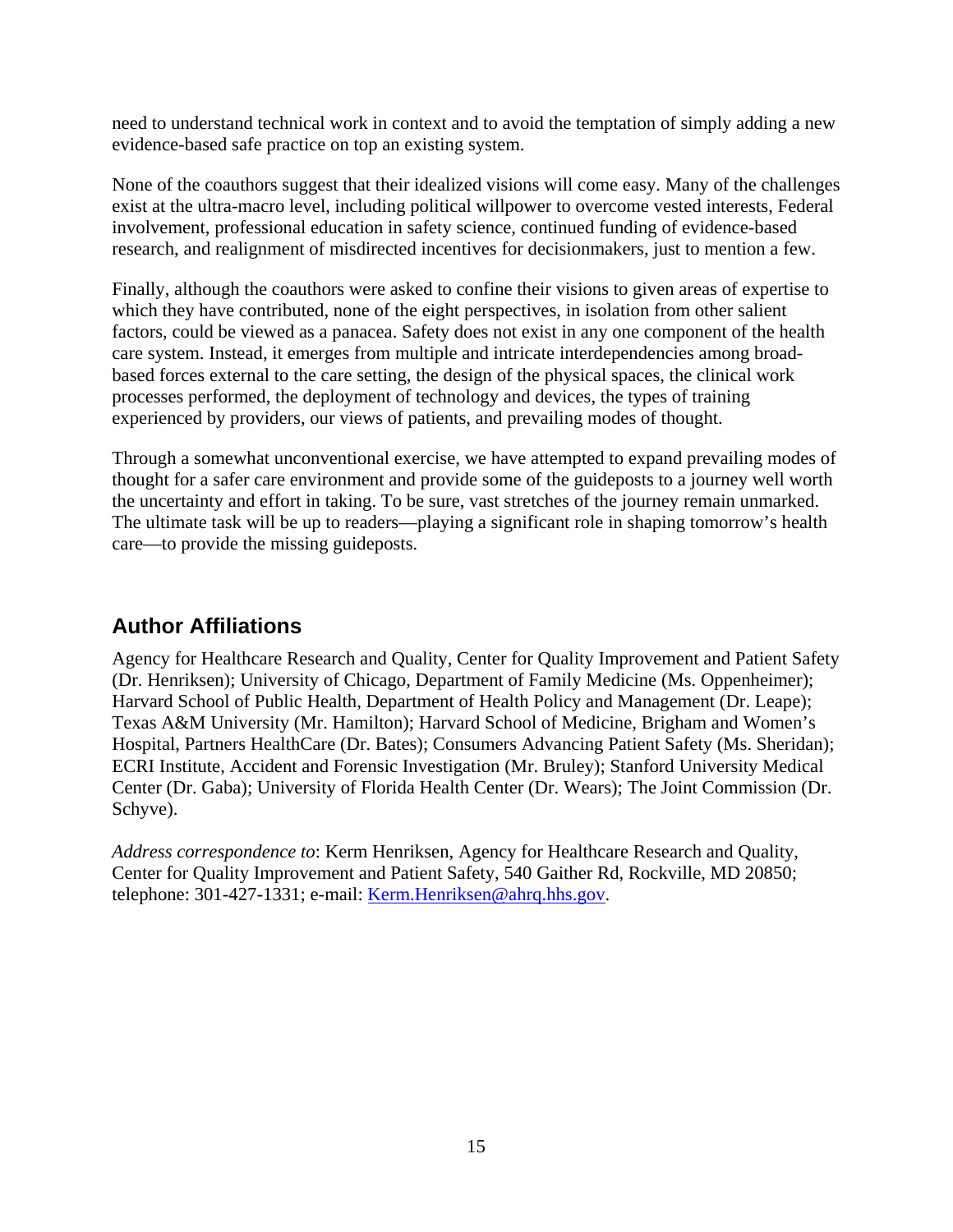need to understand technical work in context and to avoid the temptation of simply adding a new evidence-based safe practice on top an existing system.

None of the coauthors suggest that their idealized visions will come easy. Many of the challenges exist at the ultra-macro level, including political willpower to overcome vested interests, Federal involvement, professional education in safety science, continued funding of evidence-based research, and realignment of misdirected incentives for decisionmakers, just to mention a few.

Finally, although the coauthors were asked to confine their visions to given areas of expertise to which they have contributed, none of the eight perspectives, in isolation from other salient factors, could be viewed as a panacea. Safety does not exist in any one component of the health care system. Instead, it emerges from multiple and intricate interdependencies among broad-based forces external to the care setting, the design of the physical spaces, the clinical work processes performed, the deployment of technology and devices, the types of training experienced by providers, our views of patients, and prevailing modes of thought.

Through a somewhat unconventional exercise, we have attempted to expand prevailing modes of thought for a safer care environment and provide some of the guideposts to a journey well worth the uncertainty and effort in taking. To be sure, vast stretches of the journey remain unmarked. The ultimate task will be up to readers—playing a significant role in shaping tomorrow's health care—to provide the missing guideposts.

## Author Affiliations

Agency for Healthcare Research and Quality, Center for Quality Improvement and Patient Safety (Dr. Henriksen); University of Chicago, Department of Family Medicine (Ms. Oppenheimer); Harvard School of Public Health, Department of Health Policy and Management (Dr. Leape); Texas A&M University (Mr. Hamilton); Harvard School of Medicine, Brigham and Women's Hospital, Partners HealthCare (Dr. Bates); Consumers Advancing Patient Safety (Ms. Sheridan); ECRI Institute, Accident and Forensic Investigation (Mr. Bruley); Stanford University Medical Center (Dr. Gaba); University of Florida Health Center (Dr. Wears); The Joint Commission (Dr. Schyve).

*Address correspondence to*: Kerm Henriksen, Agency for Healthcare Research and Quality, Center for Quality Improvement and Patient Safety, 540 Gaither Rd, Rockville, MD 20850; telephone: 301-427-1331; e-mail: Kerm.Henriksen@ahrq.hhs.gov.